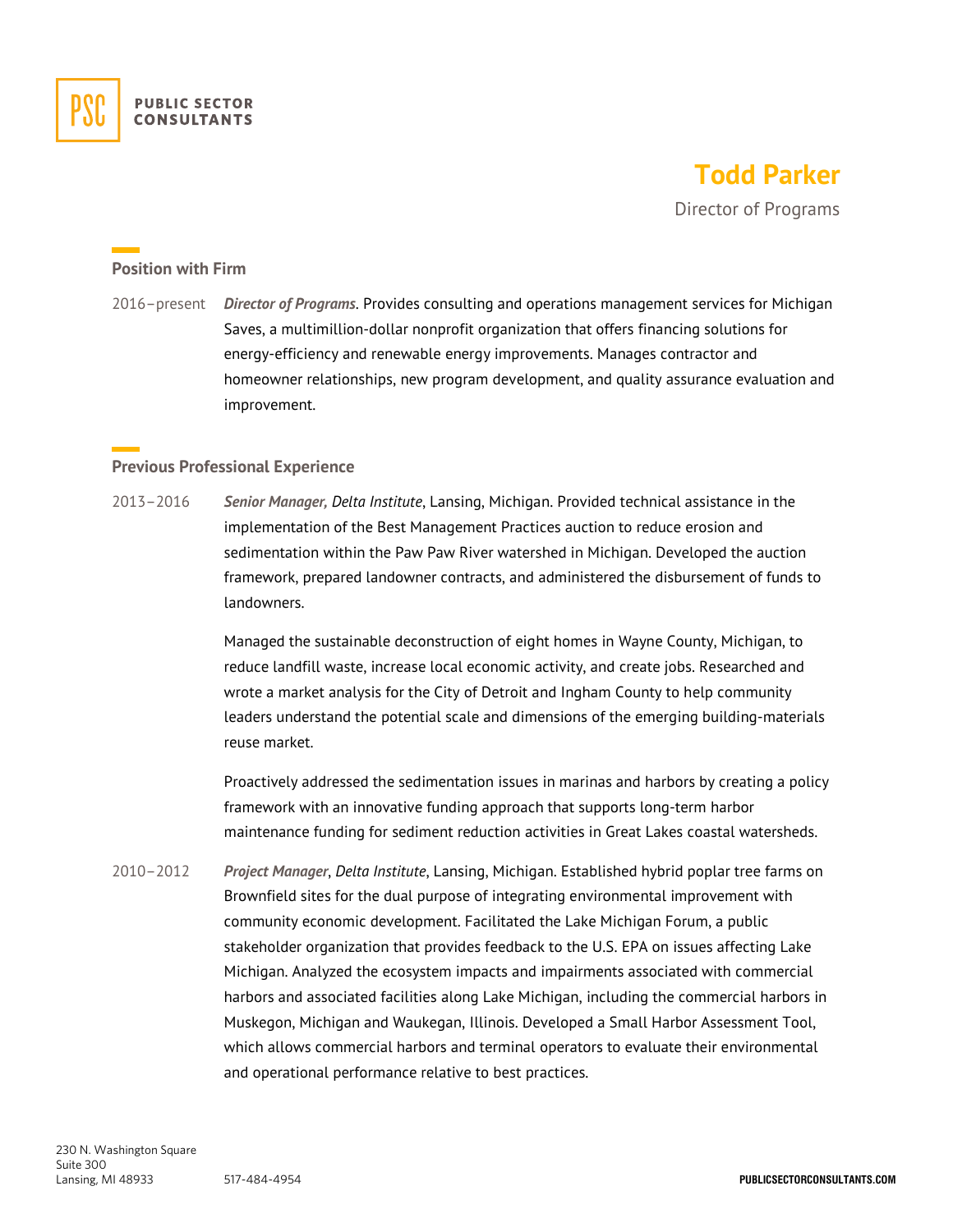PUBLIC SECTOR CONSULTANTS

# Todd Parker

Director of Programs

## Position with Firm

2016–present ***Director of Programs***. Provides consulting and operations management services for Michigan Saves, a multimillion-dollar nonprofit organization that offers financing solutions for energy-efficiency and renewable energy improvements. Manages contractor and homeowner relationships, new program development, and quality assurance evaluation and improvement.

## Previous Professional Experience

2013–2016 ***Senior Manager, Delta Institute***, Lansing, Michigan. Provided technical assistance in the implementation of the Best Management Practices auction to reduce erosion and sedimentation within the Paw Paw River watershed in Michigan. Developed the auction framework, prepared landowner contracts, and administered the disbursement of funds to landowners.

Managed the sustainable deconstruction of eight homes in Wayne County, Michigan, to reduce landfill waste, increase local economic activity, and create jobs. Researched and wrote a market analysis for the City of Detroit and Ingham County to help community leaders understand the potential scale and dimensions of the emerging building-materials reuse market.

Proactively addressed the sedimentation issues in marinas and harbors by creating a policy framework with an innovative funding approach that supports long-term harbor maintenance funding for sediment reduction activities in Great Lakes coastal watersheds.

2010–2012 ***Project Manager***, ***Delta Institute***, Lansing, Michigan. Established hybrid poplar tree farms on Brownfield sites for the dual purpose of integrating environmental improvement with community economic development. Facilitated the Lake Michigan Forum, a public stakeholder organization that provides feedback to the U.S. EPA on issues affecting Lake Michigan. Analyzed the ecosystem impacts and impairments associated with commercial harbors and associated facilities along Lake Michigan, including the commercial harbors in Muskegon, Michigan and Waukegan, Illinois. Developed a Small Harbor Assessment Tool, which allows commercial harbors and terminal operators to evaluate their environmental and operational performance relative to best practices.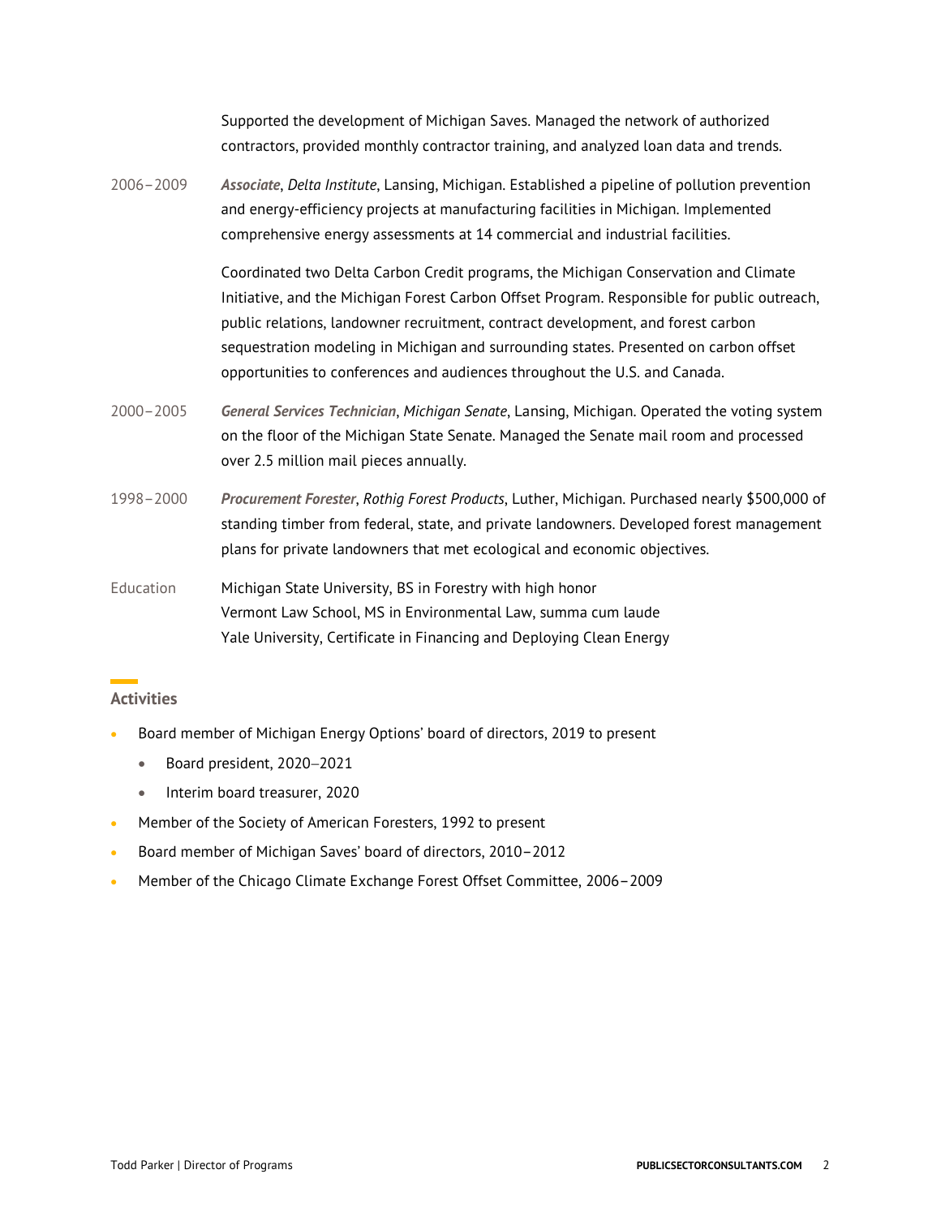Supported the development of Michigan Saves. Managed the network of authorized contractors, provided monthly contractor training, and analyzed loan data and trends.

2006–2009 ***Associate***, *Delta Institute*, Lansing, Michigan. Established a pipeline of pollution prevention and energy-efficiency projects at manufacturing facilities in Michigan. Implemented comprehensive energy assessments at 14 commercial and industrial facilities.

Coordinated two Delta Carbon Credit programs, the Michigan Conservation and Climate Initiative, and the Michigan Forest Carbon Offset Program. Responsible for public outreach, public relations, landowner recruitment, contract development, and forest carbon sequestration modeling in Michigan and surrounding states. Presented on carbon offset opportunities to conferences and audiences throughout the U.S. and Canada.

2000–2005 ***General Services Technician***, *Michigan Senate*, Lansing, Michigan. Operated the voting system on the floor of the Michigan State Senate. Managed the Senate mail room and processed over 2.5 million mail pieces annually.

1998–2000 ***Procurement Forester***, *Rothig Forest Products*, Luther, Michigan. Purchased nearly $500,000 of standing timber from federal, state, and private landowners. Developed forest management plans for private landowners that met ecological and economic objectives.

Education
Michigan State University, BS in Forestry with high honor
Vermont Law School, MS in Environmental Law, summa cum laude
Yale University, Certificate in Financing and Deploying Clean Energy

## Activities

- Board member of Michigan Energy Options' board of directors, 2019 to present
  - Board president, 2020–2021
  - Interim board treasurer, 2020
- Member of the Society of American Foresters, 1992 to present
- Board member of Michigan Saves' board of directors, 2010–2012
- Member of the Chicago Climate Exchange Forest Offset Committee, 2006–2009